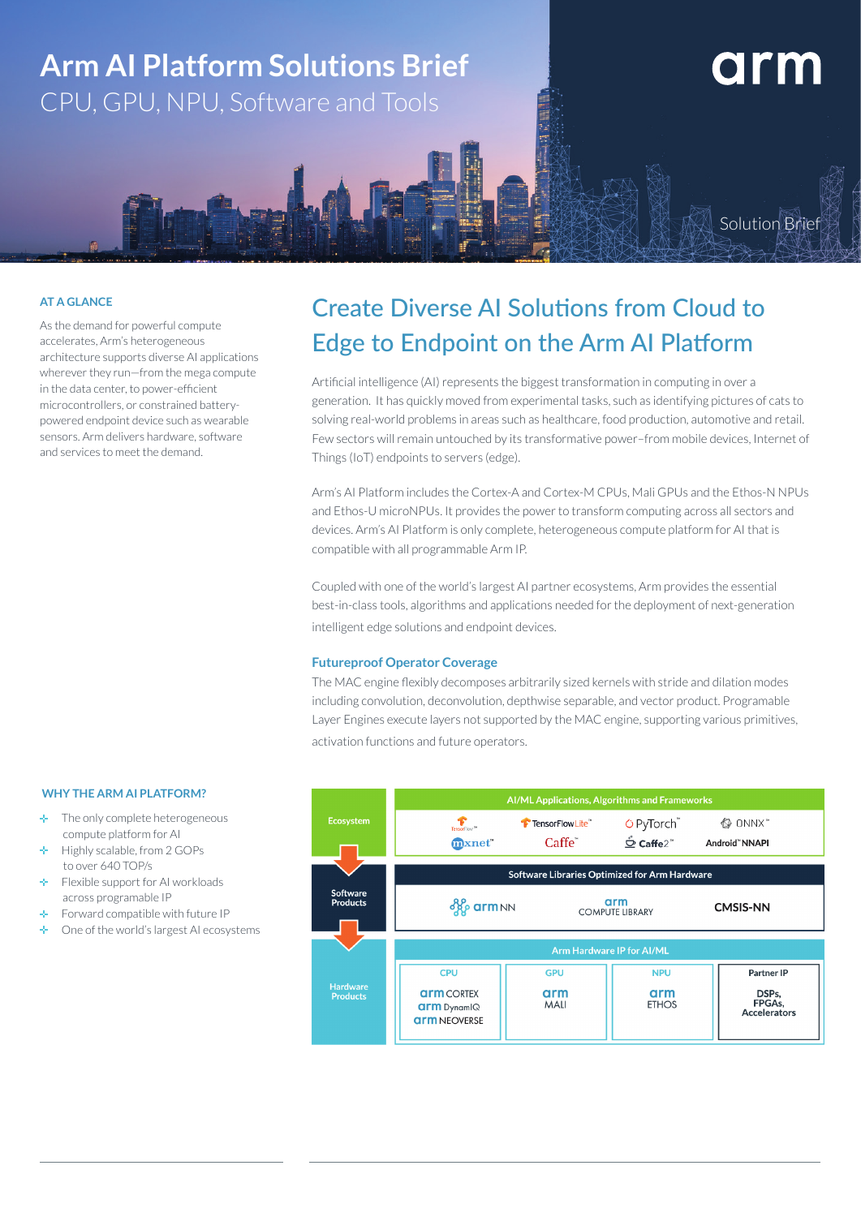# Arm AI Platform Solutions Brief

## CPU, GPU, NPU, Software and Tools

arm

Solution Brief

### AT A GLANCE

As the demand for powerful compute accelerates, Arm's heterogeneous architecture supports diverse AI applications wherever they run—from the mega compute in the data center, to power-efficient microcontrollers, or constrained battery-powered endpoint device such as wearable sensors. Arm delivers hardware, software and services to meet the demand.

## Create Diverse AI Solutions from Cloud to Edge to Endpoint on the Arm AI Platform

Artificial intelligence (AI) represents the biggest transformation in computing in over a generation. It has quickly moved from experimental tasks, such as identifying pictures of cats to solving real-world problems in areas such as healthcare, food production, automotive and retail. Few sectors will remain untouched by its transformative power–from mobile devices, Internet of Things (IoT) endpoints to servers (edge).

Arm's AI Platform includes the Cortex-A and Cortex-M CPUs, Mali GPUs and the Ethos-N NPUs and Ethos-U microNPUs. It provides the power to transform computing across all sectors and devices. Arm's AI Platform is only complete, heterogeneous compute platform for AI that is compatible with all programmable Arm IP.

Coupled with one of the world's largest AI partner ecosystems, Arm provides the essential best-in-class tools, algorithms and applications needed for the deployment of next-generation intelligent edge solutions and endpoint devices.

### Futureproof Operator Coverage

The MAC engine flexibly decomposes arbitrarily sized kernels with stride and dilation modes including convolution, deconvolution, depthwise separable, and vector product. Programable Layer Engines execute layers not supported by the MAC engine, supporting various primitives, activation functions and future operators.

### WHY THE ARM AI PLATFORM?

- The only complete heterogeneous compute platform for AI
- Highly scalable, from 2 GOPs to over 640 TOP/s
- Flexible support for AI workloads across programable IP
- Forward compatible with future IP
- One of the world's largest AI ecosystems

| | AI/ML Applications, Algorithms and Frameworks | | | |
|---|---|---|---|---|
| Ecosystem | TensorFlow, mxnet | TensorFlow Lite, Caffe | PyTorch, Caffe2 | ONNX, Android NNAPI |
| | **Software Libraries Optimized for Arm Hardware** | | | |
| Software Products | arm NN | arm COMPUTE LIBRARY | CMSIS-NN | |
| | **Arm Hardware IP for AI/ML** | | | |
| Hardware Products | CPU: arm CORTEX, arm DynamIQ, arm NEOVERSE | GPU: arm MALI | NPU: arm ETHOS | Partner IP: DSPs, FPGAs, Accelerators |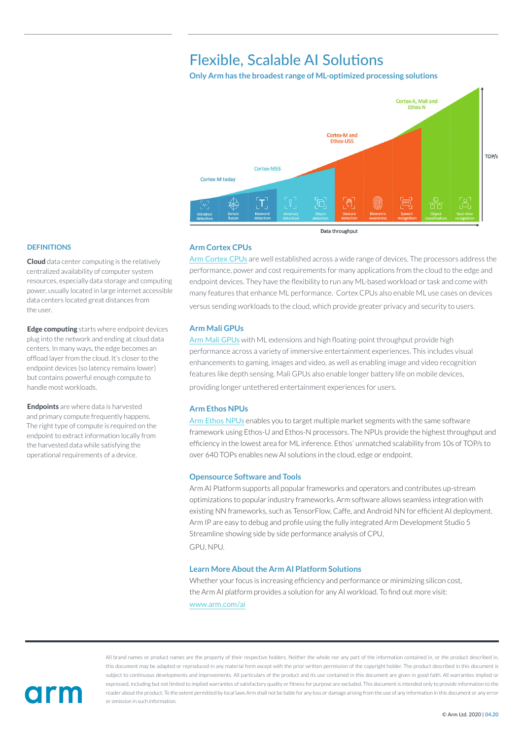# Flexible, Scalable AI Solutions

**Only Arm has the broadest range of ML-optimized processing solutions**

Cortex-M today
Cortex-M55
Cortex-M and Ethos-U55
Cortex-A, Mali and Ethos-N
TOP/s
Vibration detection
Sensor fusion
Keyword detection
Anomaly detection
Object detection
Gesture detection
Biometric awareness
Speech recognition
Object classification
Real-time recognition
Data throughput

## DEFINITIONS

**Cloud** data center computing is the relatively centralized availability of computer system resources, especially data storage and computing power, usually located in large internet accessible data centers located great distances from the user.

**Edge computing** starts where endpoint devices plug into the network and ending at cloud data centers. In many ways, the edge becomes an offload layer from the cloud. It's closer to the endpoint devices (so latency remains lower) but contains powerful enough compute to handle most workloads.

**Endpoints** are where data is harvested and primary compute frequently happens. The right type of compute is required on the endpoint to extract information locally from the harvested data while satisfying the operational requirements of a device.

## Arm Cortex CPUs

Arm Cortex CPUs are well established across a wide range of devices. The processors address the performance, power and cost requirements for many applications from the cloud to the edge and endpoint devices. They have the flexibility to run any ML-based workload or task and come with many features that enhance ML performance. Cortex CPUs also enable ML use cases on devices versus sending workloads to the cloud, which provide greater privacy and security to users.

## Arm Mali GPUs

Arm Mali GPUs with ML extensions and high floating-point throughput provide high performance across a variety of immersive entertainment experiences. This includes visual enhancements to gaming, images and video, as well as enabling image and video recognition features like depth sensing. Mali GPUs also enable longer battery life on mobile devices, providing longer untethered entertainment experiences for users.

## Arm Ethos NPUs

Arm Ethos NPUs enables you to target multiple market segments with the same software framework using Ethos-U and Ethos-N processors. The NPUs provide the highest throughput and efficiency in the lowest area for ML inference. Ethos' unmatched scalability from 10s of TOP/s to over 640 TOPs enables new AI solutions in the cloud, edge or endpoint.

## Opensource Software and Tools

Arm AI Platform supports all popular frameworks and operators and contributes up-stream optimizations to popular industry frameworks. Arm software allows seamless integration with existing NN frameworks, such as TensorFlow, Caffe, and Android NN for efficient AI deployment. Arm IP are easy to debug and profile using the fully integrated Arm Development Studio 5 Streamline showing side by side performance analysis of CPU, GPU, NPU.

## Learn More About the Arm AI Platform Solutions

Whether your focus is increasing efficiency and performance or minimizing silicon cost, the Arm AI platform provides a solution for any AI workload. To find out more visit: www.arm.com/ai

All brand names or product names are the property of their respective holders. Neither the whole nor any part of the information contained in, or the product described in, this document may be adapted or reproduced in any material form except with the prior written permission of the copyright holder. The product described in this document is subject to continuous developments and improvements. All particulars of the product and its use contained in this document are given in good faith. All warranties implied or expressed, including but not limited to implied warranties of satisfactory quality or fitness for purpose are excluded. This document is intended only to provide information to the reader about the product. To the extent permitted by local laws Arm shall not be liable for any loss or damage arising from the use of any information in this document or any error or omission in such information.

arm

© Arm Ltd. 2020 | 04.20